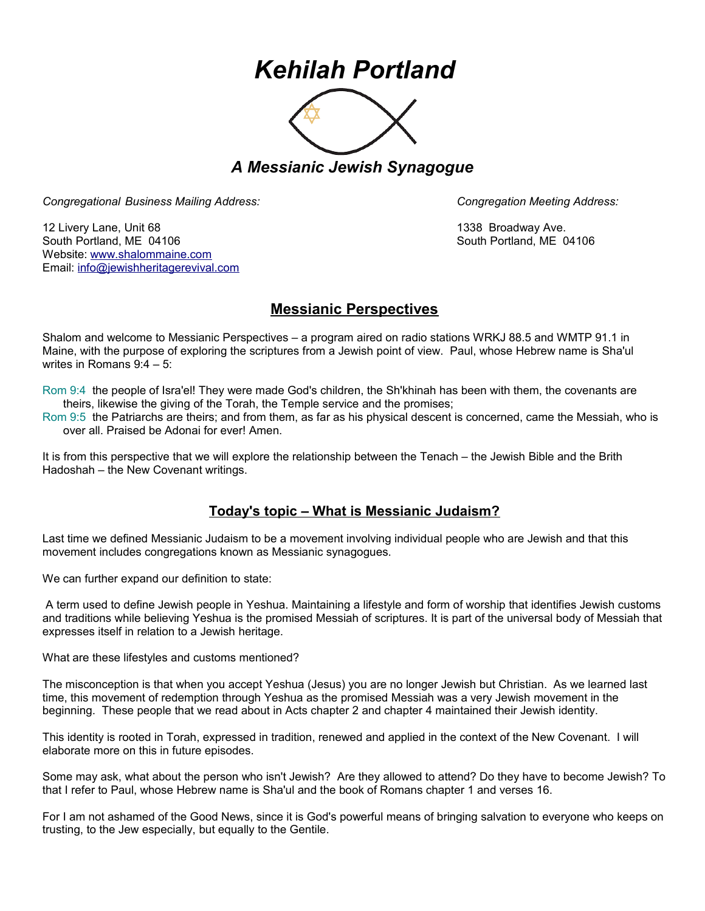# *Kehilah Portland*

## *A Messianic Jewish Synagogue*

*Congregational Business Mailing Address:*

12 Livery Lane, Unit 68
South Portland, ME 04106
Website: www.shalommaine.com
Email: info@jewishheritagerevival.com

*Congregation Meeting Address:*

1338 Broadway Ave.
South Portland, ME 04106

## Messianic Perspectives

Shalom and welcome to Messianic Perspectives – a program aired on radio stations WRKJ 88.5 and WMTP 91.1 in Maine, with the purpose of exploring the scriptures from a Jewish point of view. Paul, whose Hebrew name is Sha'ul writes in Romans 9:4 – 5:

Rom 9:4 the people of Isra'el! They were made God's children, the Sh'khinah has been with them, the covenants are theirs, likewise the giving of the Torah, the Temple service and the promises;

Rom 9:5 the Patriarchs are theirs; and from them, as far as his physical descent is concerned, came the Messiah, who is over all. Praised be Adonai for ever! Amen.

It is from this perspective that we will explore the relationship between the Tenach – the Jewish Bible and the Brith Hadoshah – the New Covenant writings.

## Today's topic – What is Messianic Judaism?

Last time we defined Messianic Judaism to be a movement involving individual people who are Jewish and that this movement includes congregations known as Messianic synagogues.

We can further expand our definition to state:

A term used to define Jewish people in Yeshua. Maintaining a lifestyle and form of worship that identifies Jewish customs and traditions while believing Yeshua is the promised Messiah of scriptures. It is part of the universal body of Messiah that expresses itself in relation to a Jewish heritage.

What are these lifestyles and customs mentioned?

The misconception is that when you accept Yeshua (Jesus) you are no longer Jewish but Christian. As we learned last time, this movement of redemption through Yeshua as the promised Messiah was a very Jewish movement in the beginning. These people that we read about in Acts chapter 2 and chapter 4 maintained their Jewish identity.

This identity is rooted in Torah, expressed in tradition, renewed and applied in the context of the New Covenant. I will elaborate more on this in future episodes.

Some may ask, what about the person who isn't Jewish? Are they allowed to attend? Do they have to become Jewish? To that I refer to Paul, whose Hebrew name is Sha'ul and the book of Romans chapter 1 and verses 16.

For I am not ashamed of the Good News, since it is God's powerful means of bringing salvation to everyone who keeps on trusting, to the Jew especially, but equally to the Gentile.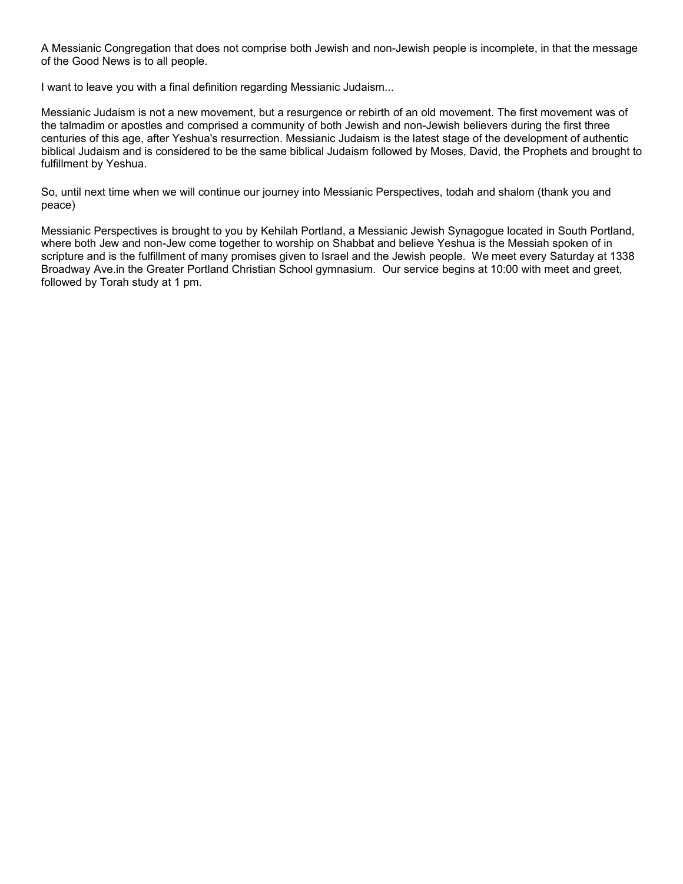A Messianic Congregation that does not comprise both Jewish and non-Jewish people is incomplete, in that the message of the Good News is to all people.

I want to leave you with a final definition regarding Messianic Judaism...

Messianic Judaism is not a new movement, but a resurgence or rebirth of an old movement. The first movement was of the talmadim or apostles and comprised a community of both Jewish and non-Jewish believers during the first three centuries of this age, after Yeshua's resurrection. Messianic Judaism is the latest stage of the development of authentic biblical Judaism and is considered to be the same biblical Judaism followed by Moses, David, the Prophets and brought to fulfillment by Yeshua.

So, until next time when we will continue our journey into Messianic Perspectives, todah and shalom (thank you and peace)

Messianic Perspectives is brought to you by Kehilah Portland, a Messianic Jewish Synagogue located in South Portland, where both Jew and non-Jew come together to worship on Shabbat and believe Yeshua is the Messiah spoken of in scripture and is the fulfillment of many promises given to Israel and the Jewish people. We meet every Saturday at 1338 Broadway Ave.in the Greater Portland Christian School gymnasium. Our service begins at 10:00 with meet and greet, followed by Torah study at 1 pm.